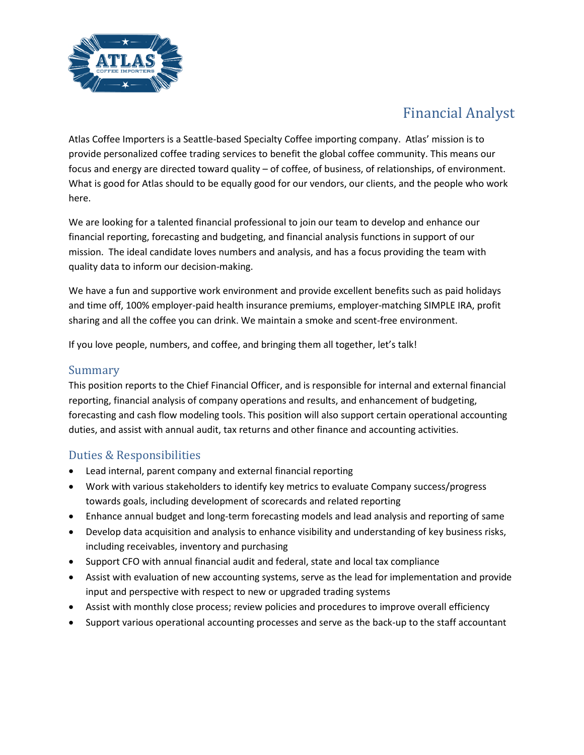# Financial Analyst

Atlas Coffee Importers is a Seattle-based Specialty Coffee importing company. Atlas' mission is to provide personalized coffee trading services to benefit the global coffee community. This means our focus and energy are directed toward quality – of coffee, of business, of relationships, of environment. What is good for Atlas should to be equally good for our vendors, our clients, and the people who work here.

We are looking for a talented financial professional to join our team to develop and enhance our financial reporting, forecasting and budgeting, and financial analysis functions in support of our mission. The ideal candidate loves numbers and analysis, and has a focus providing the team with quality data to inform our decision-making.

We have a fun and supportive work environment and provide excellent benefits such as paid holidays and time off, 100% employer-paid health insurance premiums, employer-matching SIMPLE IRA, profit sharing and all the coffee you can drink. We maintain a smoke and scent-free environment.

If you love people, numbers, and coffee, and bringing them all together, let's talk!

## Summary

This position reports to the Chief Financial Officer, and is responsible for internal and external financial reporting, financial analysis of company operations and results, and enhancement of budgeting, forecasting and cash flow modeling tools. This position will also support certain operational accounting duties, and assist with annual audit, tax returns and other finance and accounting activities.

## Duties & Responsibilities

- Lead internal, parent company and external financial reporting
- Work with various stakeholders to identify key metrics to evaluate Company success/progress towards goals, including development of scorecards and related reporting
- Enhance annual budget and long-term forecasting models and lead analysis and reporting of same
- Develop data acquisition and analysis to enhance visibility and understanding of key business risks, including receivables, inventory and purchasing
- Support CFO with annual financial audit and federal, state and local tax compliance
- Assist with evaluation of new accounting systems, serve as the lead for implementation and provide input and perspective with respect to new or upgraded trading systems
- Assist with monthly close process; review policies and procedures to improve overall efficiency
- Support various operational accounting processes and serve as the back-up to the staff accountant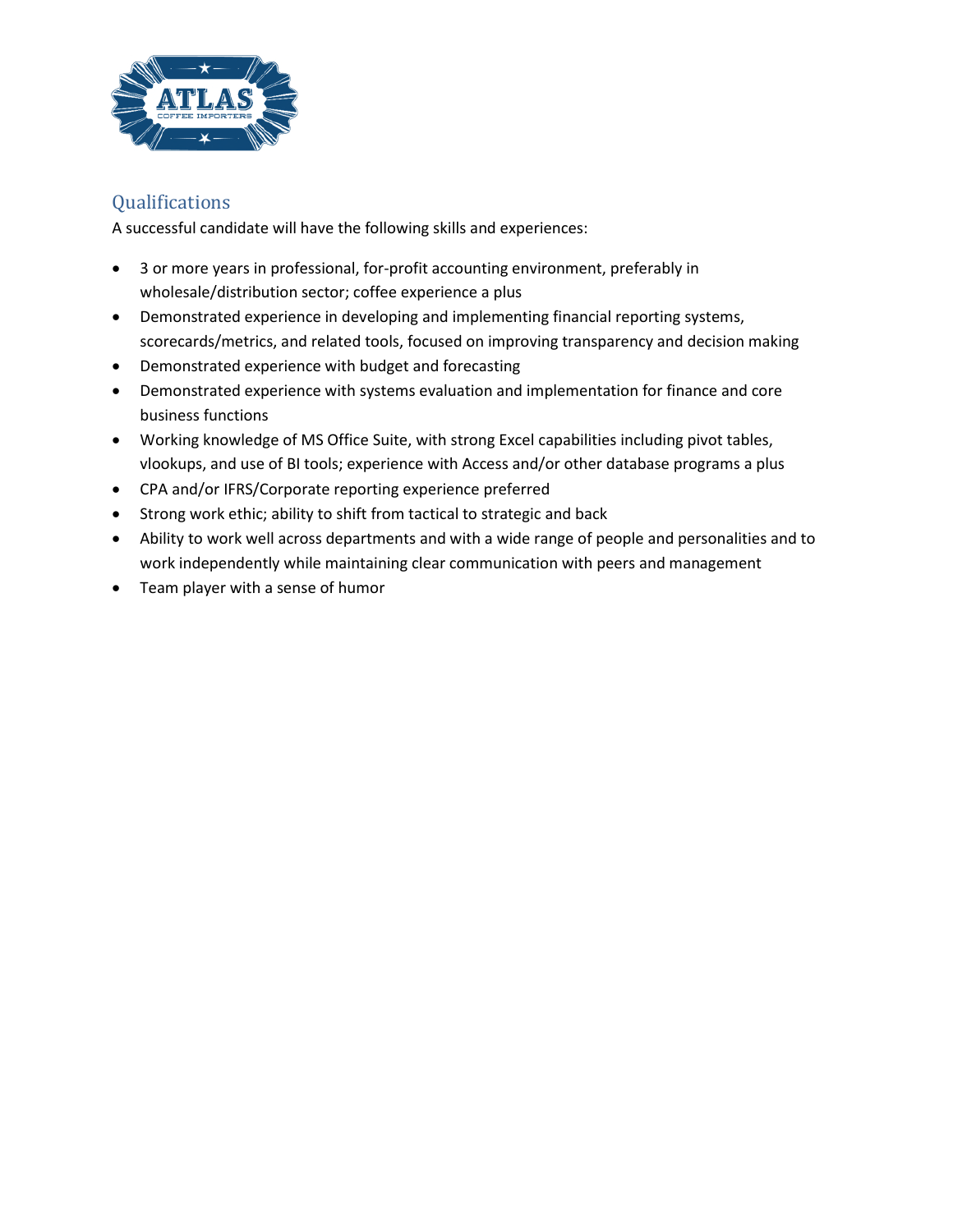## Qualifications

A successful candidate will have the following skills and experiences:

- 3 or more years in professional, for-profit accounting environment, preferably in wholesale/distribution sector; coffee experience a plus
- Demonstrated experience in developing and implementing financial reporting systems, scorecards/metrics, and related tools, focused on improving transparency and decision making
- Demonstrated experience with budget and forecasting
- Demonstrated experience with systems evaluation and implementation for finance and core business functions
- Working knowledge of MS Office Suite, with strong Excel capabilities including pivot tables, vlookups, and use of BI tools; experience with Access and/or other database programs a plus
- CPA and/or IFRS/Corporate reporting experience preferred
- Strong work ethic; ability to shift from tactical to strategic and back
- Ability to work well across departments and with a wide range of people and personalities and to work independently while maintaining clear communication with peers and management
- Team player with a sense of humor